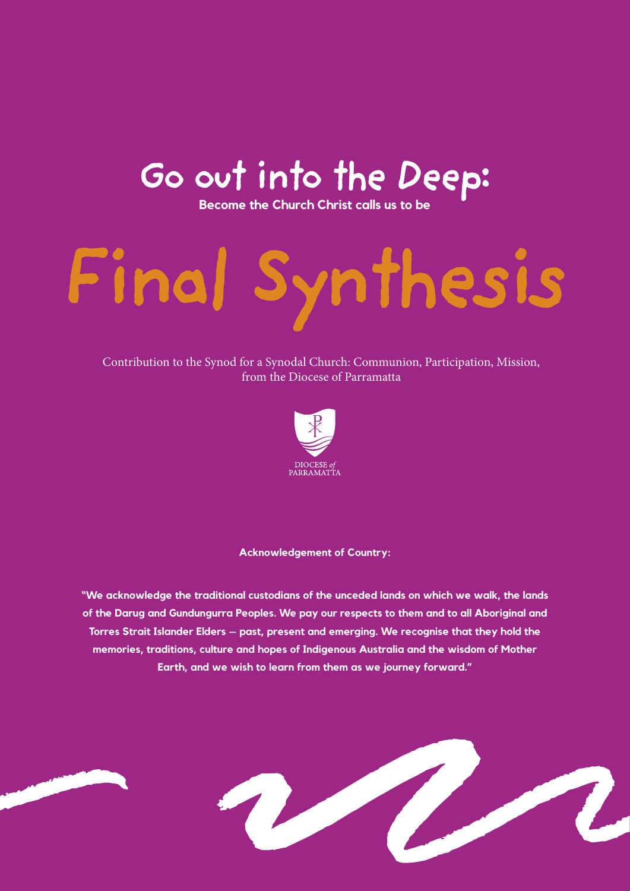# Go out into the Deep:

**Become the Church Christ calls us to be**

# Final Synthesis

Contribution to the Synod for a Synodal Church: Communion, Participation, Mission, from the Diocese of Parramatta

DIOCESE *of* PARRAMATTA

**Acknowledgement of Country:**

**"We acknowledge the traditional custodians of the unceded lands on which we walk, the lands of the Darug and Gundungurra Peoples. We pay our respects to them and to all Aboriginal and Torres Strait Islander Elders – past, present and emerging. We recognise that they hold the memories, traditions, culture and hopes of Indigenous Australia and the wisdom of Mother Earth, and we wish to learn from them as we journey forward."**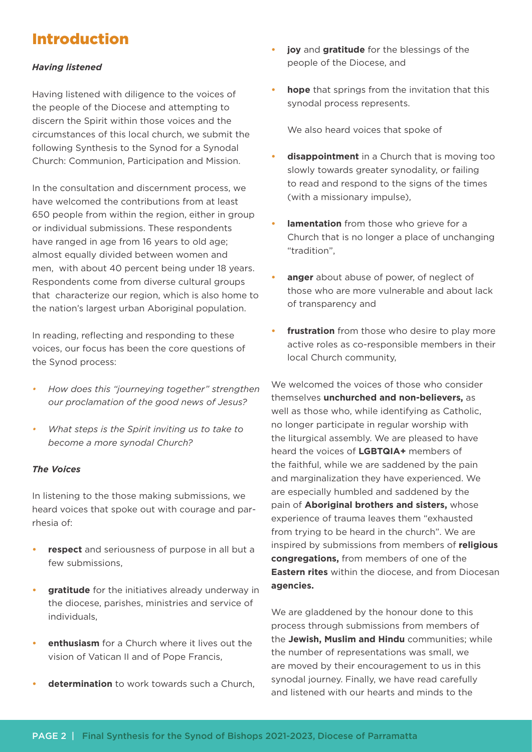# Introduction

***Having listened***

Having listened with diligence to the voices of the people of the Diocese and attempting to discern the Spirit within those voices and the circumstances of this local church, we submit the following Synthesis to the Synod for a Synodal Church: Communion, Participation and Mission.

In the consultation and discernment process, we have welcomed the contributions from at least 650 people from within the region, either in group or individual submissions. These respondents have ranged in age from 16 years to old age; almost equally divided between women and men, with about 40 percent being under 18 years. Respondents come from diverse cultural groups that characterize our region, which is also home to the nation's largest urban Aboriginal population.

In reading, reflecting and responding to these voices, our focus has been the core questions of the Synod process:

- *How does this "journeying together" strengthen our proclamation of the good news of Jesus?*
- *What steps is the Spirit inviting us to take to become a more synodal Church?*

***The Voices***

In listening to the those making submissions, we heard voices that spoke out with courage and par-rhesia of:

- **respect** and seriousness of purpose in all but a few submissions,
- **gratitude** for the initiatives already underway in the diocese, parishes, ministries and service of individuals,
- **enthusiasm** for a Church where it lives out the vision of Vatican II and of Pope Francis,
- **determination** to work towards such a Church,
- **joy** and **gratitude** for the blessings of the people of the Diocese, and
- **hope** that springs from the invitation that this synodal process represents.

We also heard voices that spoke of

- **disappointment** in a Church that is moving too slowly towards greater synodality, or failing to read and respond to the signs of the times (with a missionary impulse),
- **lamentation** from those who grieve for a Church that is no longer a place of unchanging "tradition",
- **anger** about abuse of power, of neglect of those who are more vulnerable and about lack of transparency and
- **frustration** from those who desire to play more active roles as co-responsible members in their local Church community,

We welcomed the voices of those who consider themselves **unchurched and non-believers,** as well as those who, while identifying as Catholic, no longer participate in regular worship with the liturgical assembly. We are pleased to have heard the voices of **LGBTQIA+** members of the faithful, while we are saddened by the pain and marginalization they have experienced. We are especially humbled and saddened by the pain of **Aboriginal brothers and sisters,** whose experience of trauma leaves them "exhausted from trying to be heard in the church". We are inspired by submissions from members of **religious congregations,** from members of one of the **Eastern rites** within the diocese, and from Diocesan **agencies.**

We are gladdened by the honour done to this process through submissions from members of the **Jewish, Muslim and Hindu** communities; while the number of representations was small, we are moved by their encouragement to us in this synodal journey. Finally, we have read carefully and listened with our hearts and minds to the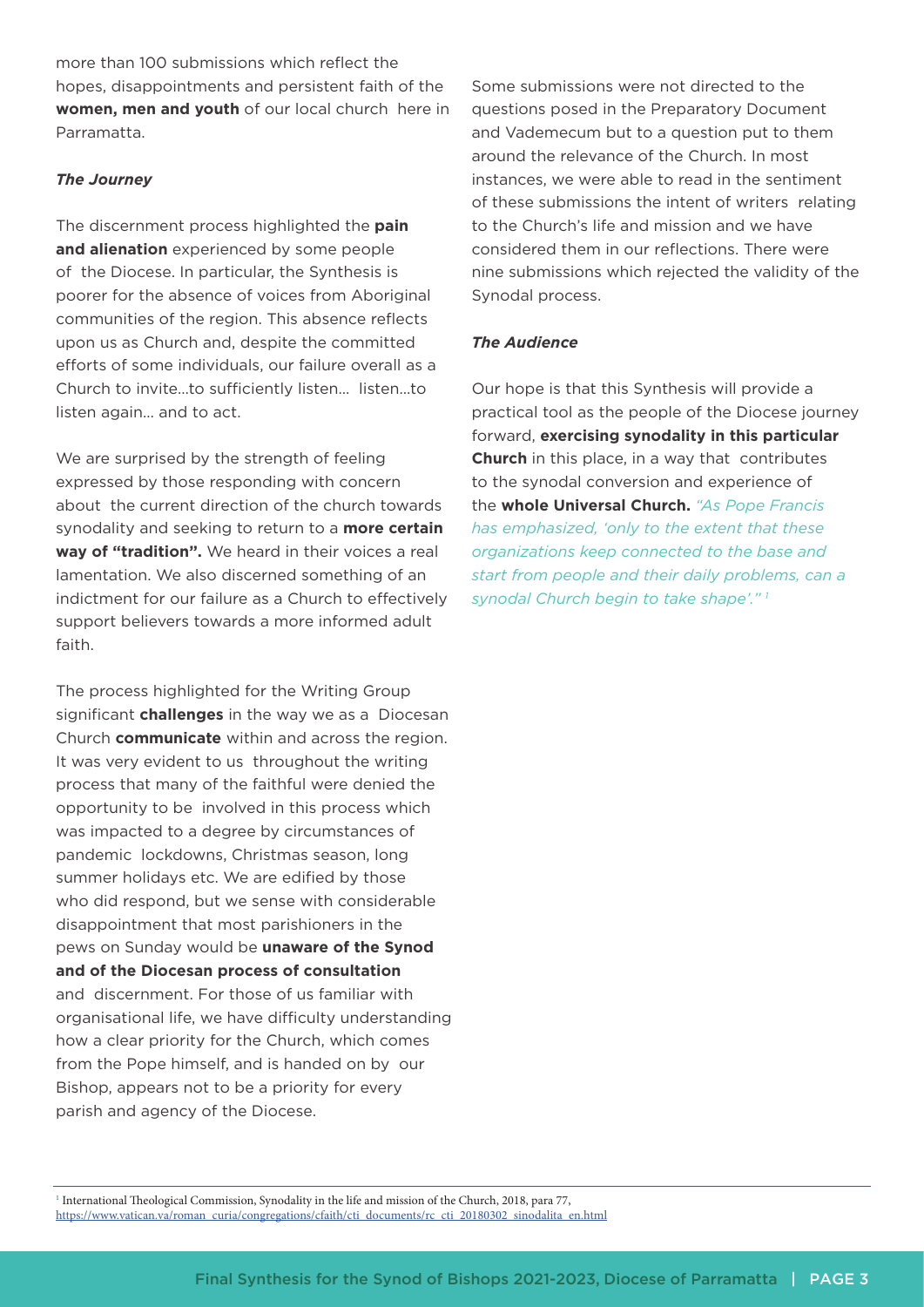more than 100 submissions which reflect the hopes, disappointments and persistent faith of the **women, men and youth** of our local church here in Parramatta.

***The Journey***

The discernment process highlighted the **pain and alienation** experienced by some people of the Diocese. In particular, the Synthesis is poorer for the absence of voices from Aboriginal communities of the region. This absence reflects upon us as Church and, despite the committed efforts of some individuals, our failure overall as a Church to invite…to sufficiently listen… listen…to listen again… and to act.

We are surprised by the strength of feeling expressed by those responding with concern about the current direction of the church towards synodality and seeking to return to a **more certain way of "tradition".** We heard in their voices a real lamentation. We also discerned something of an indictment for our failure as a Church to effectively support believers towards a more informed adult faith.

The process highlighted for the Writing Group significant **challenges** in the way we as a Diocesan Church **communicate** within and across the region. It was very evident to us throughout the writing process that many of the faithful were denied the opportunity to be involved in this process which was impacted to a degree by circumstances of pandemic lockdowns, Christmas season, long summer holidays etc. We are edified by those who did respond, but we sense with considerable disappointment that most parishioners in the pews on Sunday would be **unaware of the Synod and of the Diocesan process of consultation** and discernment. For those of us familiar with organisational life, we have difficulty understanding how a clear priority for the Church, which comes from the Pope himself, and is handed on by our Bishop, appears not to be a priority for every parish and agency of the Diocese.

Some submissions were not directed to the questions posed in the Preparatory Document and Vademecum but to a question put to them around the relevance of the Church. In most instances, we were able to read in the sentiment of these submissions the intent of writers relating to the Church's life and mission and we have considered them in our reflections. There were nine submissions which rejected the validity of the Synodal process.

***The Audience***

Our hope is that this Synthesis will provide a practical tool as the people of the Diocese journey forward, **exercising synodality in this particular Church** in this place, in a way that contributes to the synodal conversion and experience of the **whole Universal Church.** *"As Pope Francis has emphasized, 'only to the extent that these organizations keep connected to the base and start from people and their daily problems, can a synodal Church begin to take shape'."* [1]

---

[1] International Theological Commission, Synodality in the life and mission of the Church, 2018, para 77, https://www.vatican.va/roman_curia/congregations/cfaith/cti_documents/rc_cti_20180302_sinodalita_en.html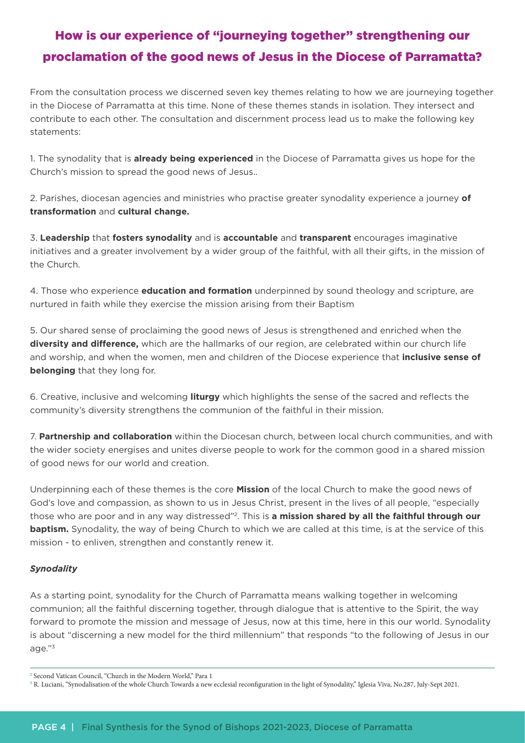## How is our experience of "journeying together" strengthening our proclamation of the good news of Jesus in the Diocese of Parramatta?

From the consultation process we discerned seven key themes relating to how we are journeying together in the Diocese of Parramatta at this time. None of these themes stands in isolation. They intersect and contribute to each other. The consultation and discernment process lead us to make the following key statements:

1. The synodality that is **already being experienced** in the Diocese of Parramatta gives us hope for the Church's mission to spread the good news of Jesus..

2. Parishes, diocesan agencies and ministries who practise greater synodality experience a journey **of transformation** and **cultural change.**

3. **Leadership** that **fosters synodality** and is **accountable** and **transparent** encourages imaginative initiatives and a greater involvement by a wider group of the faithful, with all their gifts, in the mission of the Church.

4. Those who experience **education and formation** underpinned by sound theology and scripture, are nurtured in faith while they exercise the mission arising from their Baptism

5. Our shared sense of proclaiming the good news of Jesus is strengthened and enriched when the **diversity and difference,** which are the hallmarks of our region, are celebrated within our church life and worship, and when the women, men and children of the Diocese experience that **inclusive sense of belonging** that they long for.

6. Creative, inclusive and welcoming **liturgy** which highlights the sense of the sacred and reflects the community's diversity strengthens the communion of the faithful in their mission.

7. **Partnership and collaboration** within the Diocesan church, between local church communities, and with the wider society energises and unites diverse people to work for the common good in a shared mission of good news for our world and creation.

Underpinning each of these themes is the core **Mission** of the local Church to make the good news of God's love and compassion, as shown to us in Jesus Christ, present in the lives of all people, "especially those who are poor and in any way distressed"[2]. This is **a mission shared by all the faithful through our baptism.** Synodality, the way of being Church to which we are called at this time, is at the service of this mission - to enliven, strengthen and constantly renew it.

### *Synodality*

As a starting point, synodality for the Church of Parramatta means walking together in welcoming communion; all the faithful discerning together, through dialogue that is attentive to the Spirit, the way forward to promote the mission and message of Jesus, now at this time, here in this our world. Synodality is about "discerning a new model for the third millennium" that responds "to the following of Jesus in our age."[3]

---

[2] Second Vatican Council, "Church in the Modern World," Para 1

[3] R. Luciani, "Synodalisation of the whole Church Towards a new ecclesial reconfiguration in the light of Synodality," Iglesia Viva, No.287, July-Sept 2021.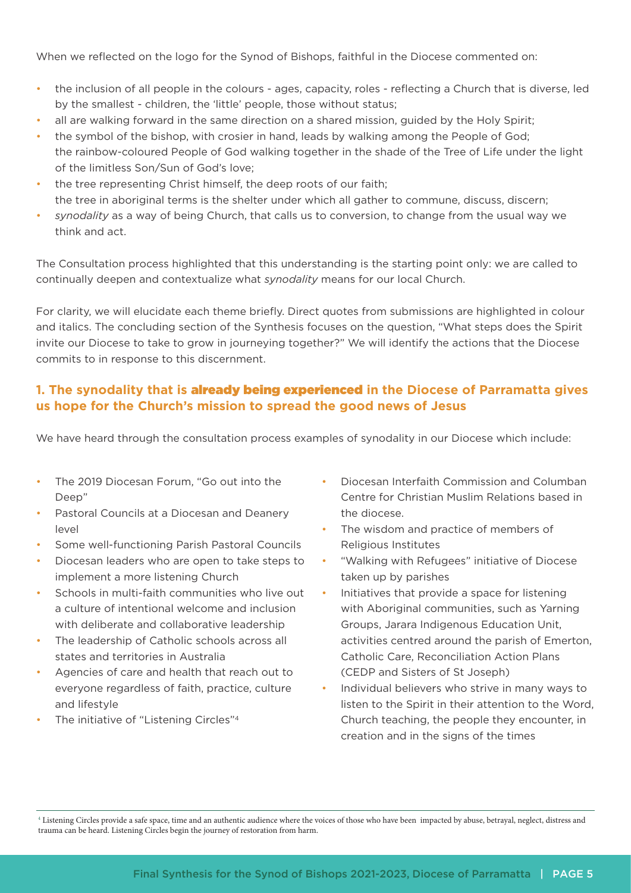When we reflected on the logo for the Synod of Bishops, faithful in the Diocese commented on:

- the inclusion of all people in the colours - ages, capacity, roles - reflecting a Church that is diverse, led by the smallest - children, the 'little' people, those without status;
- all are walking forward in the same direction on a shared mission, guided by the Holy Spirit;
- the symbol of the bishop, with crosier in hand, leads by walking among the People of God; the rainbow-coloured People of God walking together in the shade of the Tree of Life under the light of the limitless Son/Sun of God's love;
- the tree representing Christ himself, the deep roots of our faith; the tree in aboriginal terms is the shelter under which all gather to commune, discuss, discern;
- *synodality* as a way of being Church, that calls us to conversion, to change from the usual way we think and act.

The Consultation process highlighted that this understanding is the starting point only: we are called to continually deepen and contextualize what *synodality* means for our local Church.

For clarity, we will elucidate each theme briefly. Direct quotes from submissions are highlighted in colour and italics. The concluding section of the Synthesis focuses on the question, "What steps does the Spirit invite our Diocese to take to grow in journeying together?" We will identify the actions that the Diocese commits to in response to this discernment.

### 1. The synodality that is **already being experienced** in the Diocese of Parramatta gives us hope for the Church's mission to spread the good news of Jesus

We have heard through the consultation process examples of synodality in our Diocese which include:

- The 2019 Diocesan Forum, "Go out into the Deep"
- Pastoral Councils at a Diocesan and Deanery level
- Some well-functioning Parish Pastoral Councils
- Diocesan leaders who are open to take steps to implement a more listening Church
- Schools in multi-faith communities who live out a culture of intentional welcome and inclusion with deliberate and collaborative leadership
- The leadership of Catholic schools across all states and territories in Australia
- Agencies of care and health that reach out to everyone regardless of faith, practice, culture and lifestyle
- The initiative of "Listening Circles"[4]
- Diocesan Interfaith Commission and Columban Centre for Christian Muslim Relations based in the diocese.
- The wisdom and practice of members of Religious Institutes
- "Walking with Refugees" initiative of Diocese taken up by parishes
- Initiatives that provide a space for listening with Aboriginal communities, such as Yarning Groups, Jarara Indigenous Education Unit, activities centred around the parish of Emerton, Catholic Care, Reconciliation Action Plans (CEDP and Sisters of St Joseph)
- Individual believers who strive in many ways to listen to the Spirit in their attention to the Word, Church teaching, the people they encounter, in creation and in the signs of the times

[4] Listening Circles provide a safe space, time and an authentic audience where the voices of those who have been impacted by abuse, betrayal, neglect, distress and trauma can be heard. Listening Circles begin the journey of restoration from harm.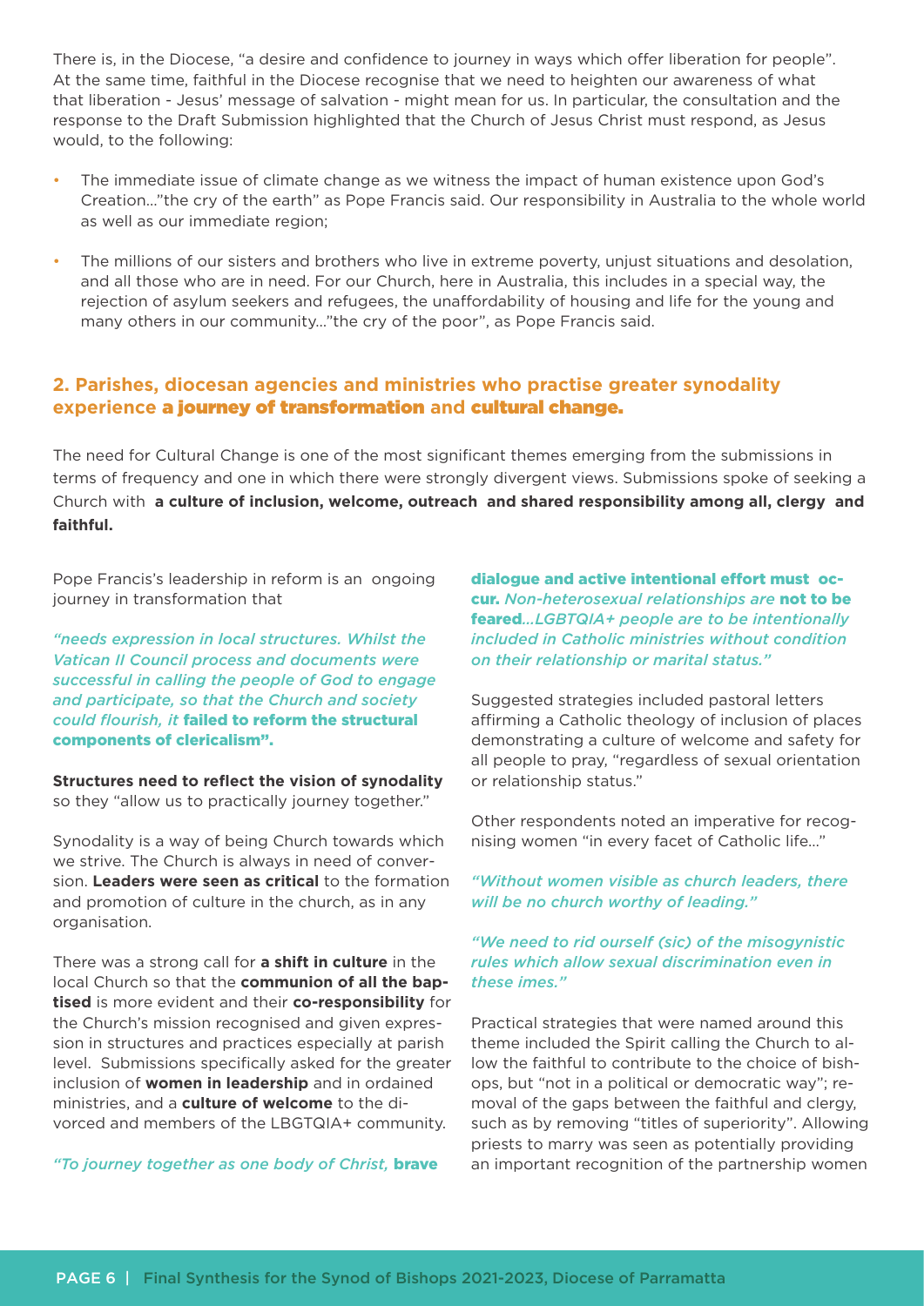There is, in the Diocese, "a desire and confidence to journey in ways which offer liberation for people". At the same time, faithful in the Diocese recognise that we need to heighten our awareness of what that liberation - Jesus' message of salvation - might mean for us. In particular, the consultation and the response to the Draft Submission highlighted that the Church of Jesus Christ must respond, as Jesus would, to the following:

- The immediate issue of climate change as we witness the impact of human existence upon God's Creation..."the cry of the earth" as Pope Francis said. Our responsibility in Australia to the whole world as well as our immediate region;
- The millions of our sisters and brothers who live in extreme poverty, unjust situations and desolation, and all those who are in need. For our Church, here in Australia, this includes in a special way, the rejection of asylum seekers and refugees, the unaffordability of housing and life for the young and many others in our community..."the cry of the poor", as Pope Francis said.

## 2. Parishes, diocesan agencies and ministries who practise greater synodality experience **a journey of transformation** and **cultural change.**

The need for Cultural Change is one of the most significant themes emerging from the submissions in terms of frequency and one in which there were strongly divergent views. Submissions spoke of seeking a Church with **a culture of inclusion, welcome, outreach and shared responsibility among all, clergy and faithful.**

Pope Francis's leadership in reform is an ongoing journey in transformation that

*"needs expression in local structures. Whilst the Vatican II Council process and documents were successful in calling the people of God to engage and participate, so that the Church and society could flourish, it* **failed to reform the structural components of clericalism".**

**Structures need to reflect the vision of synodality** so they "allow us to practically journey together."

Synodality is a way of being Church towards which we strive. The Church is always in need of conversion. **Leaders were seen as critical** to the formation and promotion of culture in the church, as in any organisation.

There was a strong call for **a shift in culture** in the local Church so that the **communion of all the baptised** is more evident and their **co-responsibility** for the Church's mission recognised and given expression in structures and practices especially at parish level. Submissions specifically asked for the greater inclusion of **women in leadership** and in ordained ministries, and a **culture of welcome** to the divorced and members of the LBGTQIA+ community.

*"To journey together as one body of Christ,* **brave dialogue and active intentional effort must occur.** *Non-heterosexual relationships are* **not to be feared***...LGBTQIA+ people are to be intentionally included in Catholic ministries without condition on their relationship or marital status."*

Suggested strategies included pastoral letters affirming a Catholic theology of inclusion of places demonstrating a culture of welcome and safety for all people to pray, "regardless of sexual orientation or relationship status."

Other respondents noted an imperative for recognising women "in every facet of Catholic life..."

*"Without women visible as church leaders, there will be no church worthy of leading."*

*"We need to rid ourself (sic) of the misogynistic rules which allow sexual discrimination even in these imes."*

Practical strategies that were named around this theme included the Spirit calling the Church to allow the faithful to contribute to the choice of bishops, but "not in a political or democratic way"; removal of the gaps between the faithful and clergy, such as by removing "titles of superiority". Allowing priests to marry was seen as potentially providing an important recognition of the partnership women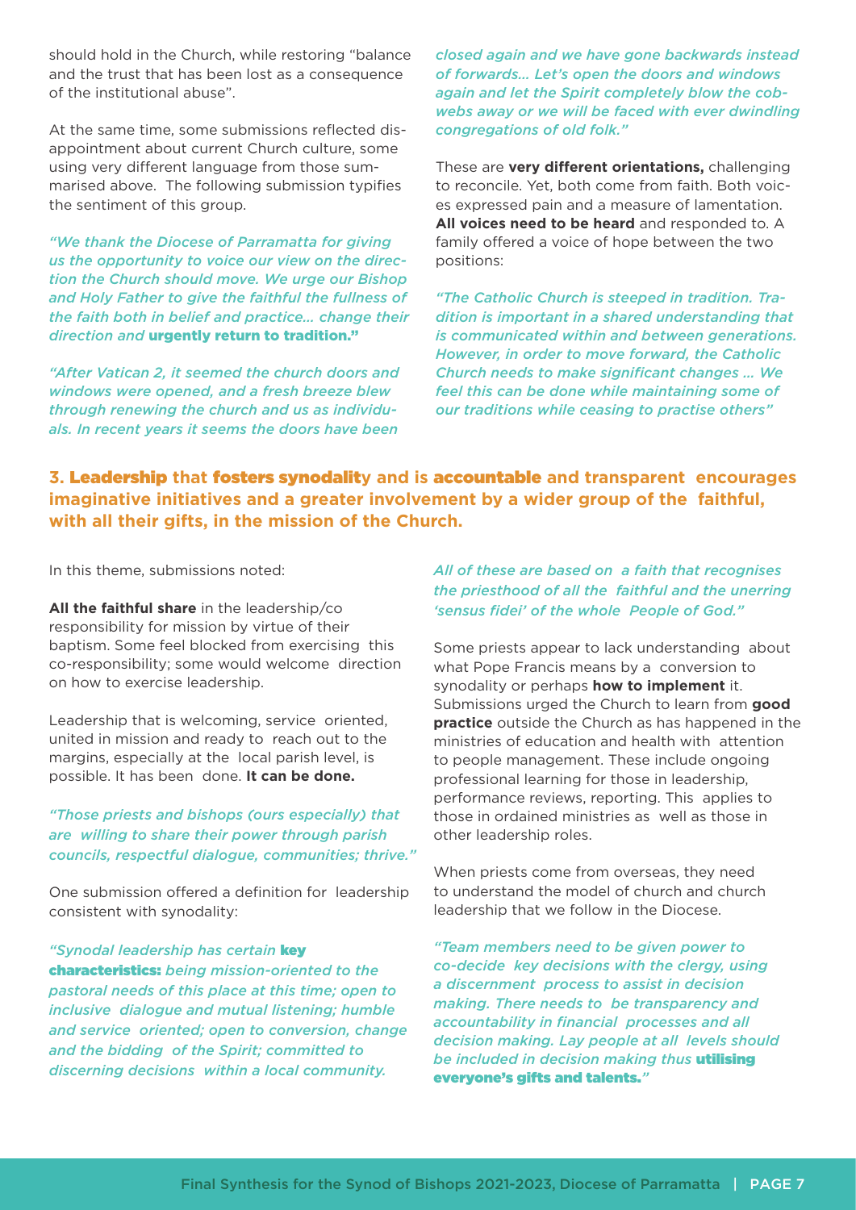should hold in the Church, while restoring "balance and the trust that has been lost as a consequence of the institutional abuse".

At the same time, some submissions reflected disappointment about current Church culture, some using very different language from those summarised above. The following submission typifies the sentiment of this group.

*"We thank the Diocese of Parramatta for giving us the opportunity to voice our view on the direction the Church should move. We urge our Bishop and Holy Father to give the faithful the fullness of the faith both in belief and practice… change their direction and* ***urgently return to tradition."***

*"After Vatican 2, it seemed the church doors and windows were opened, and a fresh breeze blew through renewing the church and us as individuals. In recent years it seems the doors have been closed again and we have gone backwards instead of forwards… Let's open the doors and windows again and let the Spirit completely blow the cobwebs away or we will be faced with ever dwindling congregations of old folk."*

These are **very different orientations,** challenging to reconcile. Yet, both come from faith. Both voices expressed pain and a measure of lamentation. **All voices need to be heard** and responded to. A family offered a voice of hope between the two positions:

*"The Catholic Church is steeped in tradition. Tradition is important in a shared understanding that is communicated within and between generations. However, in order to move forward, the Catholic Church needs to make significant changes … We feel this can be done while maintaining some of our traditions while ceasing to practise others"*

## 3. Leadership that fosters synodality and is accountable and transparent encourages imaginative initiatives and a greater involvement by a wider group of the faithful, with all their gifts, in the mission of the Church.

In this theme, submissions noted:

**All the faithful share** in the leadership/co responsibility for mission by virtue of their baptism. Some feel blocked from exercising this co-responsibility; some would welcome direction on how to exercise leadership.

Leadership that is welcoming, service oriented, united in mission and ready to reach out to the margins, especially at the local parish level, is possible. It has been done. **It can be done.**

*"Those priests and bishops (ours especially) that are willing to share their power through parish councils, respectful dialogue, communities; thrive."*

One submission offered a definition for leadership consistent with synodality:

*"Synodal leadership has certain* ***key characteristics:*** *being mission-oriented to the pastoral needs of this place at this time; open to inclusive dialogue and mutual listening; humble and service oriented; open to conversion, change and the bidding of the Spirit; committed to discerning decisions within a local community. All of these are based on a faith that recognises the priesthood of all the faithful and the unerring 'sensus fidei' of the whole People of God."*

Some priests appear to lack understanding about what Pope Francis means by a conversion to synodality or perhaps **how to implement** it. Submissions urged the Church to learn from **good practice** outside the Church as has happened in the ministries of education and health with attention to people management. These include ongoing professional learning for those in leadership, performance reviews, reporting. This applies to those in ordained ministries as well as those in other leadership roles.

When priests come from overseas, they need to understand the model of church and church leadership that we follow in the Diocese.

*"Team members need to be given power to co-decide key decisions with the clergy, using a discernment process to assist in decision making. There needs to be transparency and accountability in financial processes and all decision making. Lay people at all levels should be included in decision making thus* ***utilising everyone's gifts and talents."***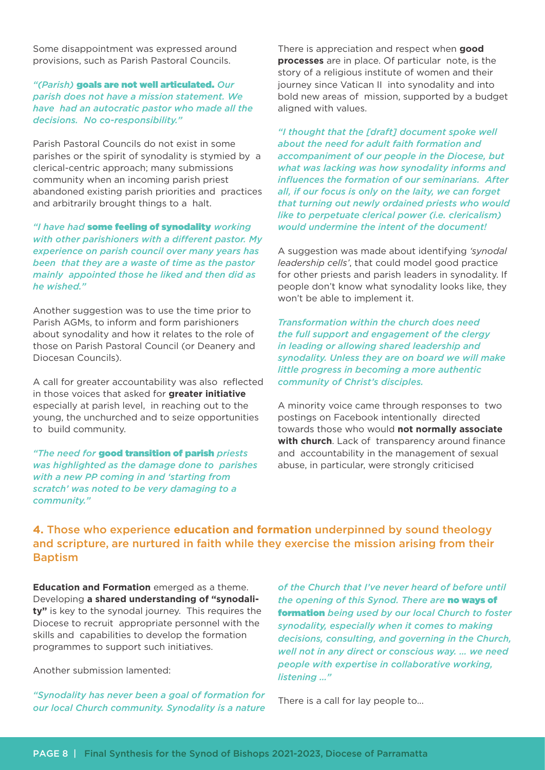Some disappointment was expressed around provisions, such as Parish Pastoral Councils.

*"(Parish)* ***goals are not well articulated.*** *Our parish does not have a mission statement. We have had an autocratic pastor who made all the decisions. No co-responsibility."*

Parish Pastoral Councils do not exist in some parishes or the spirit of synodality is stymied by a clerical-centric approach; many submissions community when an incoming parish priest abandoned existing parish priorities and practices and arbitrarily brought things to a halt.

*"I have had* ***some feeling of synodality*** *working with other parishioners with a different pastor. My experience on parish council over many years has been that they are a waste of time as the pastor mainly appointed those he liked and then did as he wished."*

Another suggestion was to use the time prior to Parish AGMs, to inform and form parishioners about synodality and how it relates to the role of those on Parish Pastoral Council (or Deanery and Diocesan Councils).

A call for greater accountability was also reflected in those voices that asked for **greater initiative** especially at parish level, in reaching out to the young, the unchurched and to seize opportunities to build community.

*"The need for* ***good transition of parish*** *priests was highlighted as the damage done to parishes with a new PP coming in and 'starting from scratch' was noted to be very damaging to a community."*

There is appreciation and respect when **good processes** are in place. Of particular note, is the story of a religious institute of women and their journey since Vatican II into synodality and into bold new areas of mission, supported by a budget aligned with values.

*"I thought that the [draft] document spoke well about the need for adult faith formation and accompaniment of our people in the Diocese, but what was lacking was how synodality informs and influences the formation of our seminarians. After all, if our focus is only on the laity, we can forget that turning out newly ordained priests who would like to perpetuate clerical power (i.e. clericalism) would undermine the intent of the document!*

A suggestion was made about identifying *'synodal leadership cells'*, that could model good practice for other priests and parish leaders in synodality. If people don't know what synodality looks like, they won't be able to implement it.

*Transformation within the church does need the full support and engagement of the clergy in leading or allowing shared leadership and synodality. Unless they are on board we will make little progress in becoming a more authentic community of Christ's disciples.*

A minority voice came through responses to two postings on Facebook intentionally directed towards those who would **not normally associate with church**. Lack of transparency around finance and accountability in the management of sexual abuse, in particular, were strongly criticised

## 4. Those who experience **education and formation** underpinned by sound theology and scripture, are nurtured in faith while they exercise the mission arising from their Baptism

**Education and Formation** emerged as a theme. Developing **a shared understanding of "synodality"** is key to the synodal journey. This requires the Diocese to recruit appropriate personnel with the skills and capabilities to develop the formation programmes to support such initiatives.

Another submission lamented:

*"Synodality has never been a goal of formation for our local Church community. Synodality is a nature of the Church that I've never heard of before until the opening of this Synod. There are* ***no ways of formation*** *being used by our local Church to foster synodality, especially when it comes to making decisions, consulting, and governing in the Church, well not in any direct or conscious way. ... we need people with expertise in collaborative working, listening ..."*

There is a call for lay people to...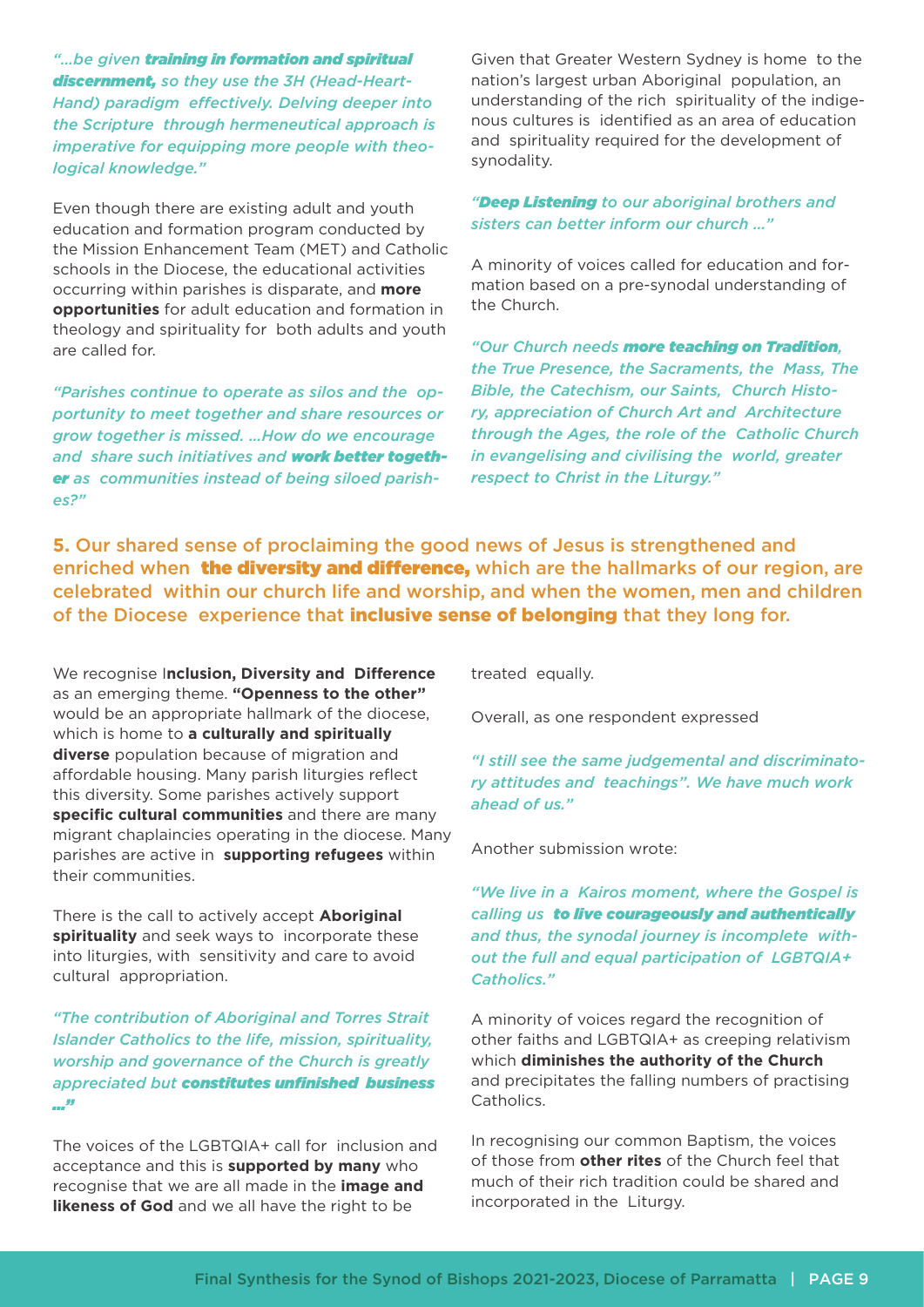*"...be given **training in formation and spiritual discernment,** so they use the 3H (Head-Heart-Hand) paradigm effectively. Delving deeper into the Scripture through hermeneutical approach is imperative for equipping more people with theological knowledge."*

Even though there are existing adult and youth education and formation program conducted by the Mission Enhancement Team (MET) and Catholic schools in the Diocese, the educational activities occurring within parishes is disparate, and **more opportunities** for adult education and formation in theology and spirituality for both adults and youth are called for.

*"Parishes continue to operate as silos and the opportunity to meet together and share resources or grow together is missed. ...How do we encourage and share such initiatives and **work better together** as communities instead of being siloed parishes?"*

Given that Greater Western Sydney is home to the nation's largest urban Aboriginal population, an understanding of the rich spirituality of the indigenous cultures is identified as an area of education and spirituality required for the development of synodality.

*"**Deep Listening** to our aboriginal brothers and sisters can better inform our church ..."*

A minority of voices called for education and formation based on a pre-synodal understanding of the Church.

*"Our Church needs **more teaching on Tradition**, the True Presence, the Sacraments, the Mass, The Bible, the Catechism, our Saints, Church History, appreciation of Church Art and Architecture through the Ages, the role of the Catholic Church in evangelising and civilising the world, greater respect to Christ in the Liturgy."*

## **5.** Our shared sense of proclaiming the good news of Jesus is strengthened and enriched when **the diversity and difference,** which are the hallmarks of our region, are celebrated within our church life and worship, and when the women, men and children of the Diocese experience that **inclusive sense of belonging** that they long for.

We recognise I**nclusion, Diversity and Difference** as an emerging theme. **"Openness to the other"** would be an appropriate hallmark of the diocese, which is home to **a culturally and spiritually diverse** population because of migration and affordable housing. Many parish liturgies reflect this diversity. Some parishes actively support **specific cultural communities** and there are many migrant chaplaincies operating in the diocese. Many parishes are active in **supporting refugees** within their communities.

There is the call to actively accept **Aboriginal spirituality** and seek ways to incorporate these into liturgies, with sensitivity and care to avoid cultural appropriation.

*"The contribution of Aboriginal and Torres Strait Islander Catholics to the life, mission, spirituality, worship and governance of the Church is greatly appreciated but **constitutes unfinished business** ..."*

The voices of the LGBTQIA+ call for inclusion and acceptance and this is **supported by many** who recognise that we are all made in the **image and likeness of God** and we all have the right to be treated equally.

Overall, as one respondent expressed

*"I still see the same judgemental and discriminatory attitudes and teachings". We have much work ahead of us."*

Another submission wrote:

*"We live in a Kairos moment, where the Gospel is calling us **to live courageously and authentically** and thus, the synodal journey is incomplete without the full and equal participation of LGBTQIA+ Catholics."*

A minority of voices regard the recognition of other faiths and LGBTQIA+ as creeping relativism which **diminishes the authority of the Church** and precipitates the falling numbers of practising Catholics.

In recognising our common Baptism, the voices of those from **other rites** of the Church feel that much of their rich tradition could be shared and incorporated in the Liturgy.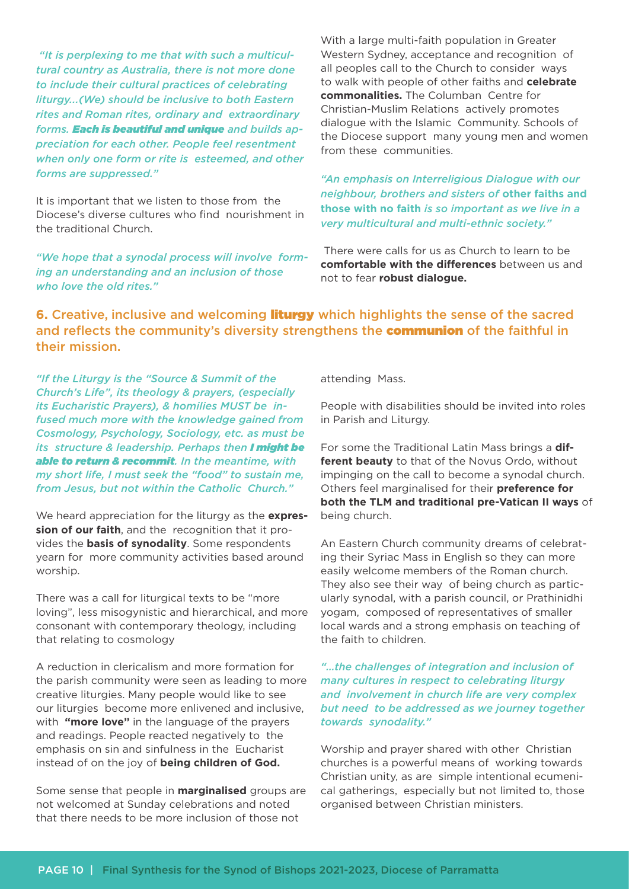*"It is perplexing to me that with such a multicultural country as Australia, there is not more done to include their cultural practices of celebrating liturgy...(We) should be inclusive to both Eastern rites and Roman rites, ordinary and extraordinary forms. **Each is beautiful and unique** and builds appreciation for each other. People feel resentment when only one form or rite is esteemed, and other forms are suppressed."*

It is important that we listen to those from the Diocese's diverse cultures who find nourishment in the traditional Church.

*"We hope that a synodal process will involve forming an understanding and an inclusion of those who love the old rites."*

With a large multi-faith population in Greater Western Sydney, acceptance and recognition of all peoples call to the Church to consider ways to walk with people of other faiths and **celebrate commonalities.** The Columban Centre for Christian-Muslim Relations actively promotes dialogue with the Islamic Community. Schools of the Diocese support many young men and women from these communities.

*"An emphasis on Interreligious Dialogue with our neighbour, brothers and sisters of **other faiths and those with no faith** is so important as we live in a very multicultural and multi-ethnic society."*

There were calls for us as Church to learn to be **comfortable with the differences** between us and not to fear **robust dialogue.**

## 6. Creative, inclusive and welcoming **liturgy** which highlights the sense of the sacred and reflects the community's diversity strengthens the **communion** of the faithful in their mission.

*"If the Liturgy is the "Source & Summit of the Church's Life", its theology & prayers, (especially its Eucharistic Prayers), & homilies MUST be infused much more with the knowledge gained from Cosmology, Psychology, Sociology, etc. as must be its structure & leadership. Perhaps then **I might be able to return & recommit**. In the meantime, with my short life, I must seek the "food" to sustain me, from Jesus, but not within the Catholic Church."*

We heard appreciation for the liturgy as the **expression of our faith**, and the recognition that it provides the **basis of synodality**. Some respondents yearn for more community activities based around worship.

There was a call for liturgical texts to be "more loving", less misogynistic and hierarchical, and more consonant with contemporary theology, including that relating to cosmology

A reduction in clericalism and more formation for the parish community were seen as leading to more creative liturgies. Many people would like to see our liturgies become more enlivened and inclusive, with **"more love"** in the language of the prayers and readings. People reacted negatively to the emphasis on sin and sinfulness in the Eucharist instead of on the joy of **being children of God.**

Some sense that people in **marginalised** groups are not welcomed at Sunday celebrations and noted that there needs to be more inclusion of those not attending Mass.

People with disabilities should be invited into roles in Parish and Liturgy.

For some the Traditional Latin Mass brings a **different beauty** to that of the Novus Ordo, without impinging on the call to become a synodal church. Others feel marginalised for their **preference for both the TLM and traditional pre-Vatican II ways** of being church.

An Eastern Church community dreams of celebrating their Syriac Mass in English so they can more easily welcome members of the Roman church. They also see their way of being church as particularly synodal, with a parish council, or Prathinidhi yogam, composed of representatives of smaller local wards and a strong emphasis on teaching of the faith to children.

*"...the challenges of integration and inclusion of many cultures in respect to celebrating liturgy and involvement in church life are very complex but need to be addressed as we journey together towards synodality."*

Worship and prayer shared with other Christian churches is a powerful means of working towards Christian unity, as are simple intentional ecumenical gatherings, especially but not limited to, those organised between Christian ministers.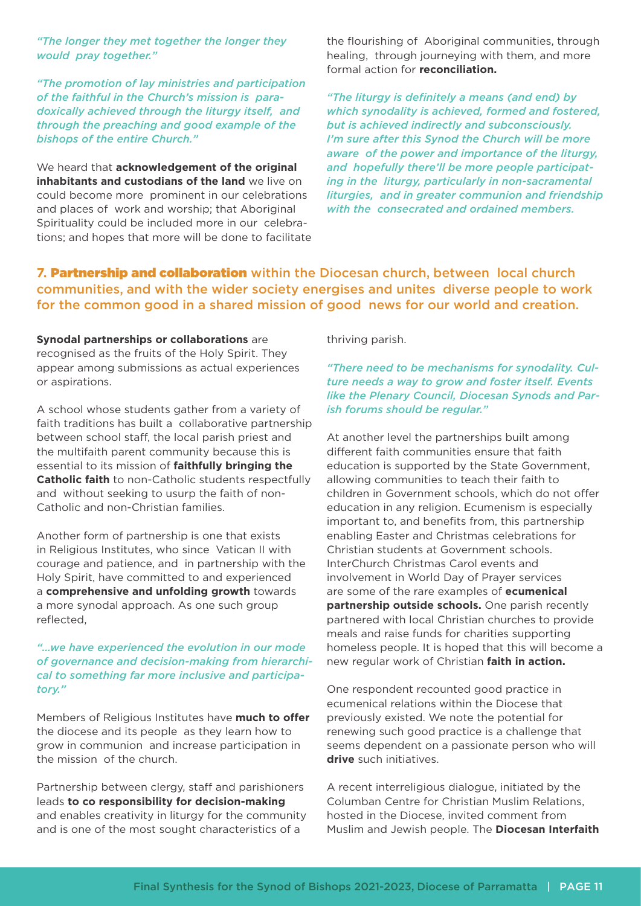*"The longer they met together the longer they would pray together."*

*"The promotion of lay ministries and participation of the faithful in the Church's mission is paradoxically achieved through the liturgy itself, and through the preaching and good example of the bishops of the entire Church."*

We heard that **acknowledgement of the original inhabitants and custodians of the land** we live on could become more prominent in our celebrations and places of work and worship; that Aboriginal Spirituality could be included more in our celebrations; and hopes that more will be done to facilitate the flourishing of Aboriginal communities, through healing, through journeying with them, and more formal action for **reconciliation.**

*"The liturgy is definitely a means (and end) by which synodality is achieved, formed and fostered, but is achieved indirectly and subconsciously. I'm sure after this Synod the Church will be more aware of the power and importance of the liturgy, and hopefully there'll be more people participating in the liturgy, particularly in non-sacramental liturgies, and in greater communion and friendship with the consecrated and ordained members.*

## 7. Partnership and collaboration within the Diocesan church, between local church communities, and with the wider society energises and unites diverse people to work for the common good in a shared mission of good news for our world and creation.

**Synodal partnerships or collaborations** are recognised as the fruits of the Holy Spirit. They appear among submissions as actual experiences or aspirations.

A school whose students gather from a variety of faith traditions has built a collaborative partnership between school staff, the local parish priest and the multifaith parent community because this is essential to its mission of **faithfully bringing the Catholic faith** to non-Catholic students respectfully and without seeking to usurp the faith of non-Catholic and non-Christian families.

Another form of partnership is one that exists in Religious Institutes, who since Vatican II with courage and patience, and in partnership with the Holy Spirit, have committed to and experienced a **comprehensive and unfolding growth** towards a more synodal approach. As one such group reflected,

*"...we have experienced the evolution in our mode of governance and decision-making from hierarchical to something far more inclusive and participatory."*

Members of Religious Institutes have **much to offer** the diocese and its people as they learn how to grow in communion and increase participation in the mission of the church.

Partnership between clergy, staff and parishioners leads **to co responsibility for decision-making** and enables creativity in liturgy for the community and is one of the most sought characteristics of a thriving parish.

*"There need to be mechanisms for synodality. Culture needs a way to grow and foster itself. Events like the Plenary Council, Diocesan Synods and Parish forums should be regular."*

At another level the partnerships built among different faith communities ensure that faith education is supported by the State Government, allowing communities to teach their faith to children in Government schools, which do not offer education in any religion. Ecumenism is especially important to, and benefits from, this partnership enabling Easter and Christmas celebrations for Christian students at Government schools. InterChurch Christmas Carol events and involvement in World Day of Prayer services are some of the rare examples of **ecumenical partnership outside schools.** One parish recently partnered with local Christian churches to provide meals and raise funds for charities supporting homeless people. It is hoped that this will become a new regular work of Christian **faith in action.**

One respondent recounted good practice in ecumenical relations within the Diocese that previously existed. We note the potential for renewing such good practice is a challenge that seems dependent on a passionate person who will **drive** such initiatives.

A recent interreligious dialogue, initiated by the Columban Centre for Christian Muslim Relations, hosted in the Diocese, invited comment from Muslim and Jewish people. The **Diocesan Interfaith**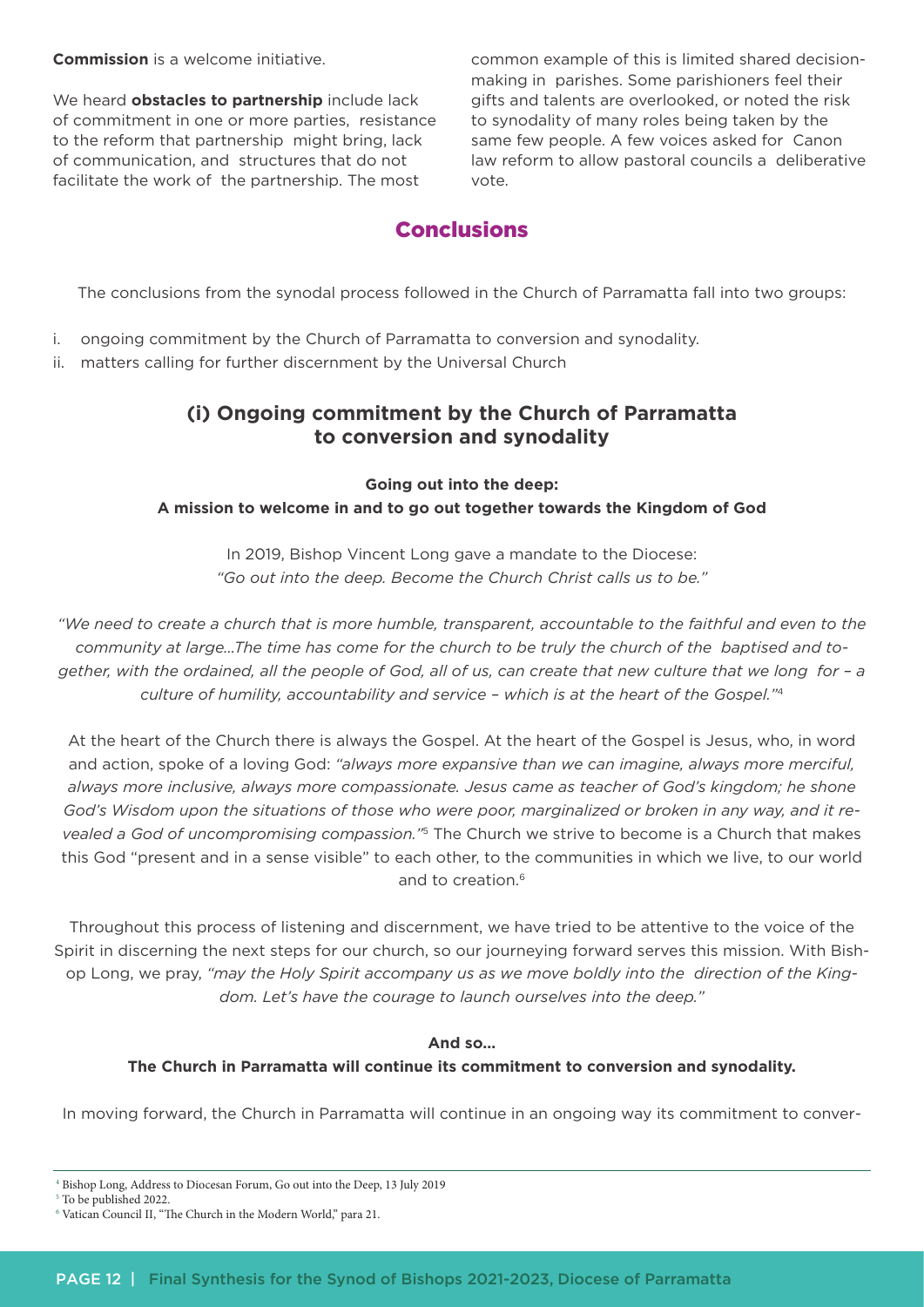**Commission** is a welcome initiative.

We heard **obstacles to partnership** include lack of commitment in one or more parties, resistance to the reform that partnership might bring, lack of communication, and structures that do not facilitate the work of the partnership. The most common example of this is limited shared decision-making in parishes. Some parishioners feel their gifts and talents are overlooked, or noted the risk to synodality of many roles being taken by the same few people. A few voices asked for Canon law reform to allow pastoral councils a deliberative vote.

## Conclusions

The conclusions from the synodal process followed in the Church of Parramatta fall into two groups:

i. ongoing commitment by the Church of Parramatta to conversion and synodality.
ii. matters calling for further discernment by the Universal Church

### (i) Ongoing commitment by the Church of Parramatta to conversion and synodality

**Going out into the deep:**
**A mission to welcome in and to go out together towards the Kingdom of God**

In 2019, Bishop Vincent Long gave a mandate to the Diocese:
*"Go out into the deep. Become the Church Christ calls us to be."*

*"We need to create a church that is more humble, transparent, accountable to the faithful and even to the community at large…The time has come for the church to be truly the church of the baptised and together, with the ordained, all the people of God, all of us, can create that new culture that we long for – a culture of humility, accountability and service – which is at the heart of the Gospel."*[4]

At the heart of the Church there is always the Gospel. At the heart of the Gospel is Jesus, who, in word and action, spoke of a loving God: *"always more expansive than we can imagine, always more merciful, always more inclusive, always more compassionate. Jesus came as teacher of God's kingdom; he shone God's Wisdom upon the situations of those who were poor, marginalized or broken in any way, and it revealed a God of uncompromising compassion."*[5] The Church we strive to become is a Church that makes this God "present and in a sense visible" to each other, to the communities in which we live, to our world and to creation.[6]

Throughout this process of listening and discernment, we have tried to be attentive to the voice of the Spirit in discerning the next steps for our church, so our journeying forward serves this mission. With Bishop Long, we pray, *"may the Holy Spirit accompany us as we move boldly into the direction of the Kingdom. Let's have the courage to launch ourselves into the deep."*

**And so…**
**The Church in Parramatta will continue its commitment to conversion and synodality.**

In moving forward, the Church in Parramatta will continue in an ongoing way its commitment to conver-

[4] Bishop Long, Address to Diocesan Forum, Go out into the Deep, 13 July 2019
[5] To be published 2022.
[6] Vatican Council II, "The Church in the Modern World," para 21.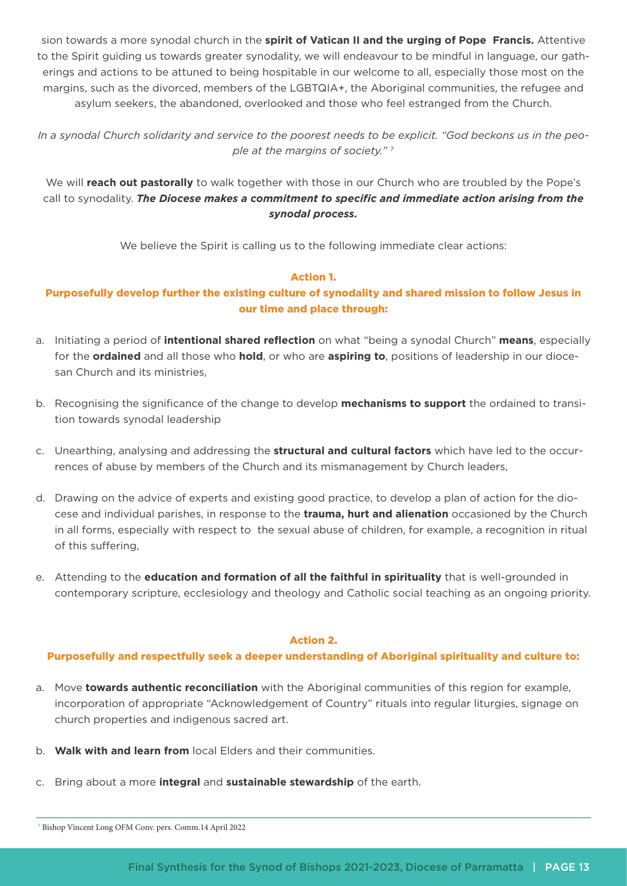sion towards a more synodal church in the **spirit of Vatican II and the urging of Pope Francis.** Attentive to the Spirit guiding us towards greater synodality, we will endeavour to be mindful in language, our gatherings and actions to be attuned to being hospitable in our welcome to all, especially those most on the margins, such as the divorced, members of the LGBTQIA+, the Aboriginal communities, the refugee and asylum seekers, the abandoned, overlooked and those who feel estranged from the Church.

*In a synodal Church solidarity and service to the poorest needs to be explicit. "God beckons us in the people at the margins of society."* [7]

We will **reach out pastorally** to walk together with those in our Church who are troubled by the Pope's call to synodality. ***The Diocese makes a commitment to specific and immediate action arising from the synodal process.***

We believe the Spirit is calling us to the following immediate clear actions:

### Action 1.

### Purposefully develop further the existing culture of synodality and shared mission to follow Jesus in our time and place through:

a. Initiating a period of **intentional shared reflection** on what "being a synodal Church" **means**, especially for the **ordained** and all those who **hold**, or who are **aspiring to**, positions of leadership in our diocesan Church and its ministries,

b. Recognising the significance of the change to develop **mechanisms to support** the ordained to transition towards synodal leadership

c. Unearthing, analysing and addressing the **structural and cultural factors** which have led to the occurrences of abuse by members of the Church and its mismanagement by Church leaders,

d. Drawing on the advice of experts and existing good practice, to develop a plan of action for the diocese and individual parishes, in response to the **trauma, hurt and alienation** occasioned by the Church in all forms, especially with respect to the sexual abuse of children, for example, a recognition in ritual of this suffering,

e. Attending to the **education and formation of all the faithful in spirituality** that is well-grounded in contemporary scripture, ecclesiology and theology and Catholic social teaching as an ongoing priority.

### Action 2.

### Purposefully and respectfully seek a deeper understanding of Aboriginal spirituality and culture to:

a. Move **towards authentic reconciliation** with the Aboriginal communities of this region for example, incorporation of appropriate "Acknowledgement of Country" rituals into regular liturgies, signage on church properties and indigenous sacred art.

b. **Walk with and learn from** local Elders and their communities.

c. Bring about a more **integral** and **sustainable stewardship** of the earth.

[7] Bishop Vincent Long OFM Conv. pers. Comm.14 April 2022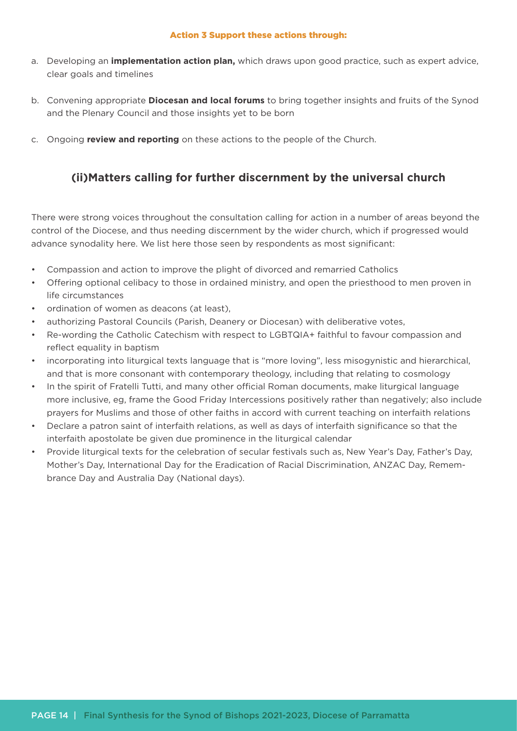**Action 3 Support these actions through:**

a. Developing an **implementation action plan,** which draws upon good practice, such as expert advice, clear goals and timelines

b. Convening appropriate **Diocesan and local forums** to bring together insights and fruits of the Synod and the Plenary Council and those insights yet to be born

c. Ongoing **review and reporting** on these actions to the people of the Church.

## (ii)Matters calling for further discernment by the universal church

There were strong voices throughout the consultation calling for action in a number of areas beyond the control of the Diocese, and thus needing discernment by the wider church, which if progressed would advance synodality here. We list here those seen by respondents as most significant:

- Compassion and action to improve the plight of divorced and remarried Catholics
- Offering optional celibacy to those in ordained ministry, and open the priesthood to men proven in life circumstances
- ordination of women as deacons (at least),
- authorizing Pastoral Councils (Parish, Deanery or Diocesan) with deliberative votes,
- Re-wording the Catholic Catechism with respect to LGBTQIA+ faithful to favour compassion and reflect equality in baptism
- incorporating into liturgical texts language that is "more loving", less misogynistic and hierarchical, and that is more consonant with contemporary theology, including that relating to cosmology
- In the spirit of Fratelli Tutti, and many other official Roman documents, make liturgical language more inclusive, eg, frame the Good Friday Intercessions positively rather than negatively; also include prayers for Muslims and those of other faiths in accord with current teaching on interfaith relations
- Declare a patron saint of interfaith relations, as well as days of interfaith significance so that the interfaith apostolate be given due prominence in the liturgical calendar
- Provide liturgical texts for the celebration of secular festivals such as, New Year's Day, Father's Day, Mother's Day, International Day for the Eradication of Racial Discrimination, ANZAC Day, Remembrance Day and Australia Day (National days).